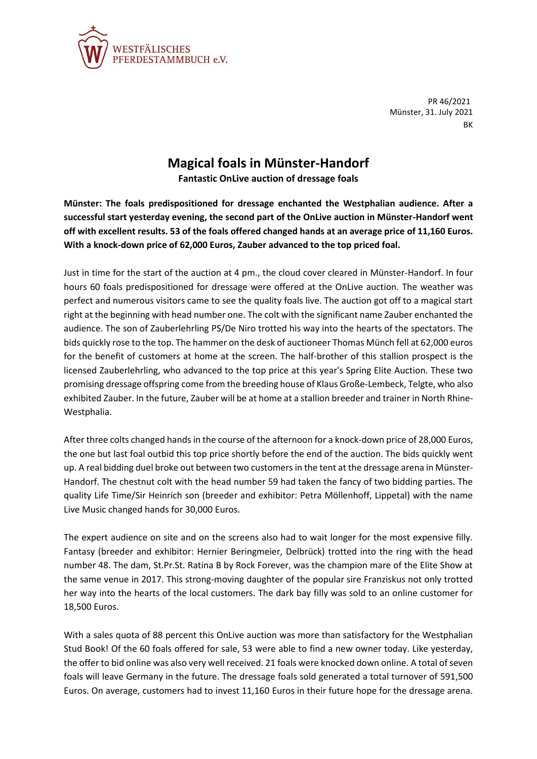WESTFÄLISCHES
PFERDESTAMMBUCH e.V.

PR 46/2021
Münster, 31. July 2021
BK

# Magical foals in Münster-Handorf

**Fantastic OnLive auction of dressage foals**

**Münster: The foals predispositioned for dressage enchanted the Westphalian audience. After a successful start yesterday evening, the second part of the OnLive auction in Münster-Handorf went off with excellent results. 53 of the foals offered changed hands at an average price of 11,160 Euros. With a knock-down price of 62,000 Euros, Zauber advanced to the top priced foal.**

Just in time for the start of the auction at 4 pm., the cloud cover cleared in Münster-Handorf. In four hours 60 foals predispositioned for dressage were offered at the OnLive auction. The weather was perfect and numerous visitors came to see the quality foals live. The auction got off to a magical start right at the beginning with head number one. The colt with the significant name Zauber enchanted the audience. The son of Zauberlehrling PS/De Niro trotted his way into the hearts of the spectators. The bids quickly rose to the top. The hammer on the desk of auctioneer Thomas Münch fell at 62,000 euros for the benefit of customers at home at the screen. The half-brother of this stallion prospect is the licensed Zauberlehrling, who advanced to the top price at this year's Spring Elite Auction. These two promising dressage offspring come from the breeding house of Klaus Große-Lembeck, Telgte, who also exhibited Zauber. In the future, Zauber will be at home at a stallion breeder and trainer in North Rhine-Westphalia.

After three colts changed hands in the course of the afternoon for a knock-down price of 28,000 Euros, the one but last foal outbid this top price shortly before the end of the auction. The bids quickly went up. A real bidding duel broke out between two customers in the tent at the dressage arena in Münster-Handorf. The chestnut colt with the head number 59 had taken the fancy of two bidding parties. The quality Life Time/Sir Heinrich son (breeder and exhibitor: Petra Möllenhoff, Lippetal) with the name Live Music changed hands for 30,000 Euros.

The expert audience on site and on the screens also had to wait longer for the most expensive filly. Fantasy (breeder and exhibitor: Hernier Beringmeier, Delbrück) trotted into the ring with the head number 48. The dam, St.Pr.St. Ratina B by Rock Forever, was the champion mare of the Elite Show at the same venue in 2017. This strong-moving daughter of the popular sire Franziskus not only trotted her way into the hearts of the local customers. The dark bay filly was sold to an online customer for 18,500 Euros.

With a sales quota of 88 percent this OnLive auction was more than satisfactory for the Westphalian Stud Book! Of the 60 foals offered for sale, 53 were able to find a new owner today. Like yesterday, the offer to bid online was also very well received. 21 foals were knocked down online. A total of seven foals will leave Germany in the future. The dressage foals sold generated a total turnover of 591,500 Euros. On average, customers had to invest 11,160 Euros in their future hope for the dressage arena.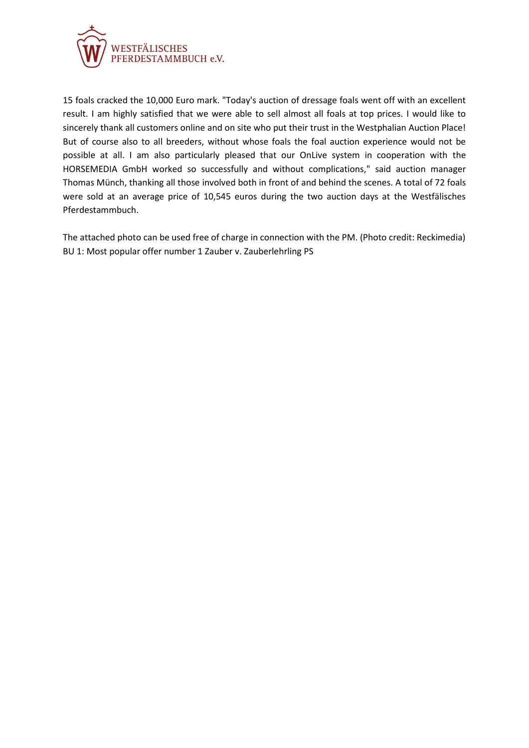15 foals cracked the 10,000 Euro mark. "Today's auction of dressage foals went off with an excellent result. I am highly satisfied that we were able to sell almost all foals at top prices. I would like to sincerely thank all customers online and on site who put their trust in the Westphalian Auction Place! But of course also to all breeders, without whose foals the foal auction experience would not be possible at all. I am also particularly pleased that our OnLive system in cooperation with the HORSEMEDIA GmbH worked so successfully and without complications," said auction manager Thomas Münch, thanking all those involved both in front of and behind the scenes. A total of 72 foals were sold at an average price of 10,545 euros during the two auction days at the Westfälisches Pferdestammbuch.

The attached photo can be used free of charge in connection with the PM. (Photo credit: Reckimedia)
BU 1: Most popular offer number 1 Zauber v. Zauberlehrling PS